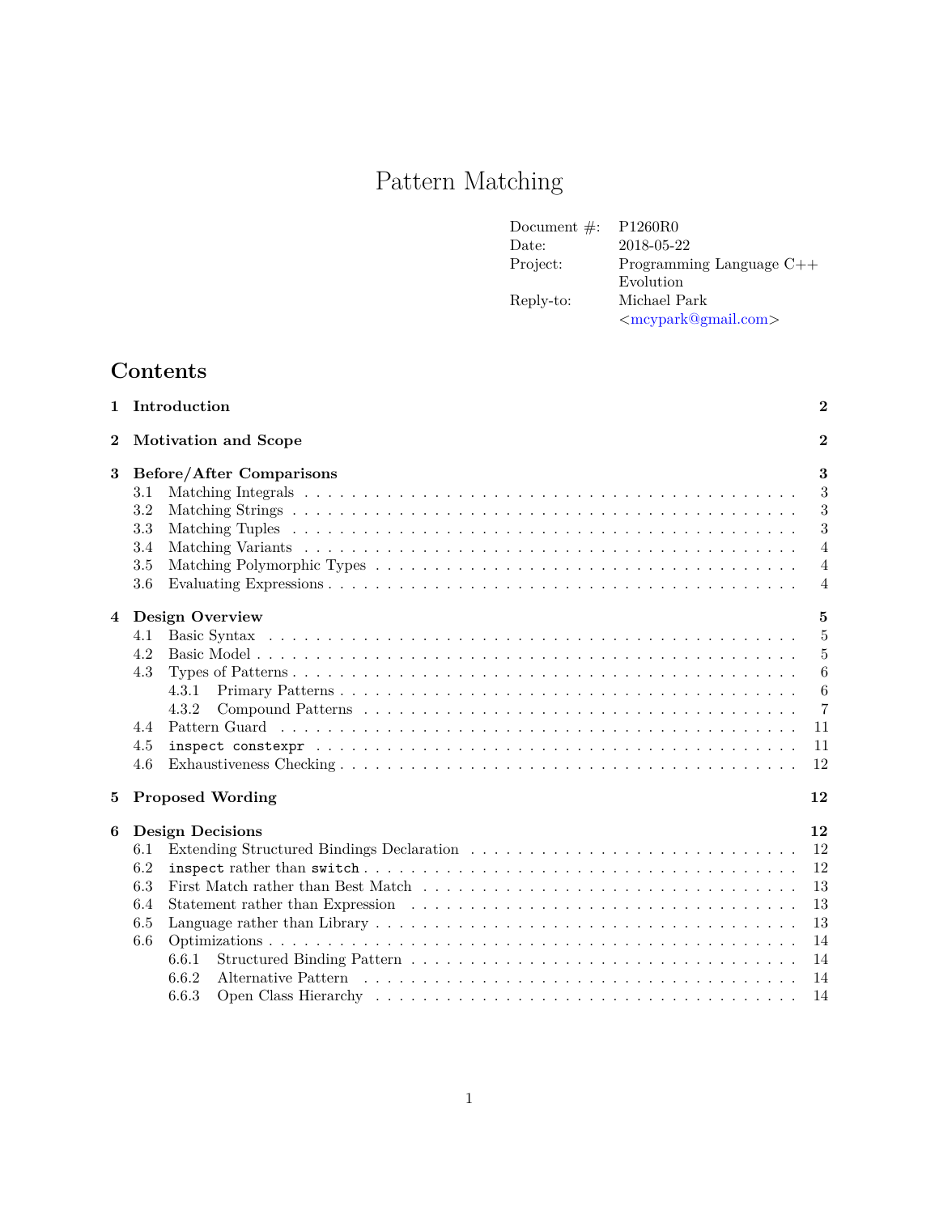# Pattern Matching

| | |
|---|---|
| Document #: | P1260R0 |
| Date: | 2018-05-22 |
| Project: | Programming Language C++ Evolution |
| Reply-to: | Michael Park <mcypark@gmail.com> |

## Contents

**1 Introduction** **2**

**2 Motivation and Scope** **2**

**3 Before/After Comparisons** **3**
- 3.1 Matching Integrals . . . 3
- 3.2 Matching Strings . . . 3
- 3.3 Matching Tuples . . . 3
- 3.4 Matching Variants . . . 4
- 3.5 Matching Polymorphic Types . . . 4
- 3.6 Evaluating Expressions . . . 4

**4 Design Overview** **5**
- 4.1 Basic Syntax . . . 5
- 4.2 Basic Model . . . 5
- 4.3 Types of Patterns . . . 6
  - 4.3.1 Primary Patterns . . . 6
  - 4.3.2 Compound Patterns . . . 7
- 4.4 Pattern Guard . . . 11
- 4.5 `inspect constexpr` . . . 11
- 4.6 Exhaustiveness Checking . . . 12

**5 Proposed Wording** **12**

**6 Design Decisions** **12**
- 6.1 Extending Structured Bindings Declaration . . . 12
- 6.2 `inspect` rather than `switch` . . . 12
- 6.3 First Match rather than Best Match . . . 13
- 6.4 Statement rather than Expression . . . 13
- 6.5 Language rather than Library . . . 13
- 6.6 Optimizations . . . 14
  - 6.6.1 Structured Binding Pattern . . . 14
  - 6.6.2 Alternative Pattern . . . 14
  - 6.6.3 Open Class Hierarchy . . . 14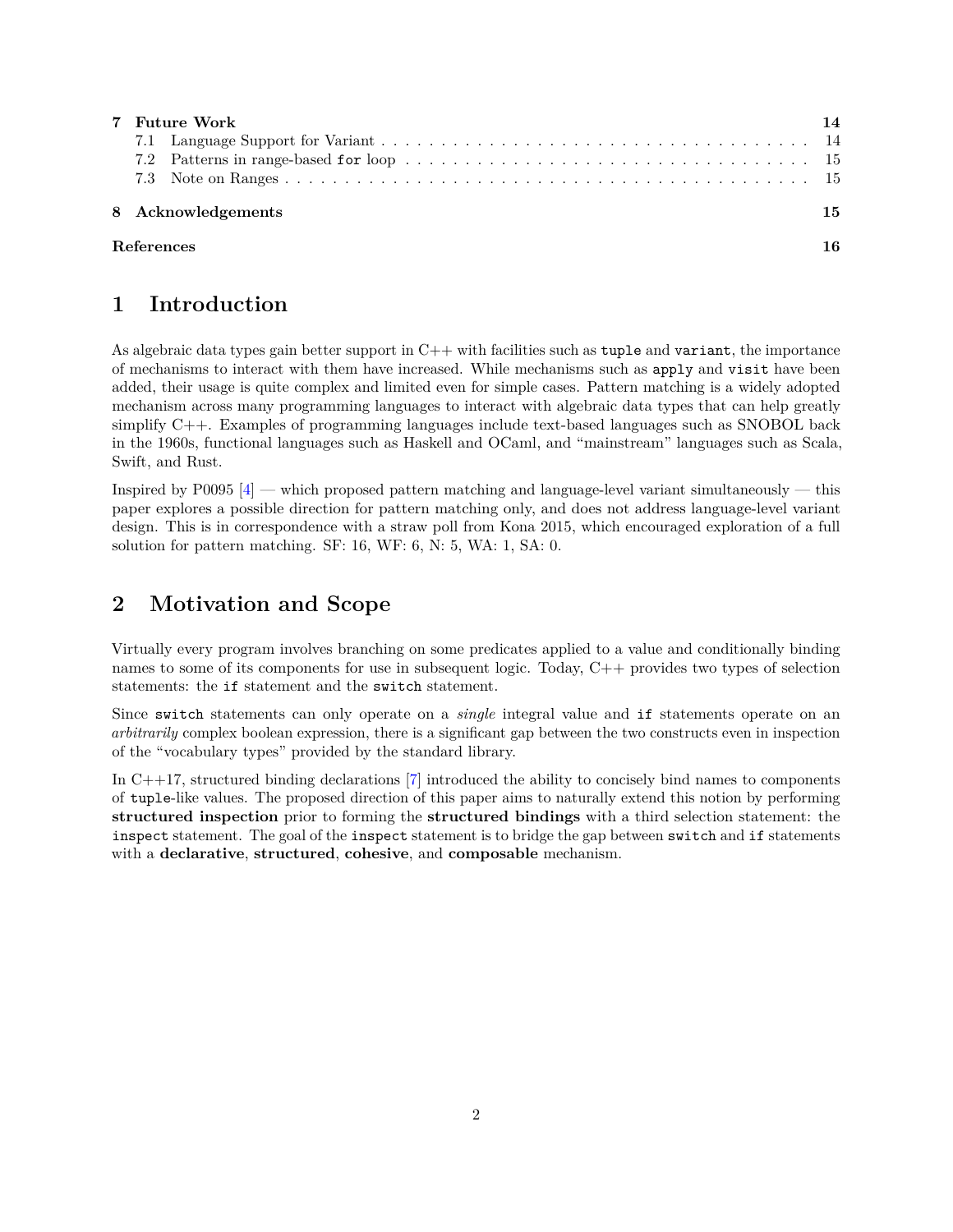| | | |
|---|---|---|
| **7** | **Future Work** | **14** |
| 7.1 | Language Support for Variant | 14 |
| 7.2 | Patterns in range-based `for` loop | 15 |
| 7.3 | Note on Ranges | 15 |
| **8** | **Acknowledgements** | **15** |
| | **References** | **16** |

# 1 Introduction

As algebraic data types gain better support in C++ with facilities such as `tuple` and `variant`, the importance of mechanisms to interact with them have increased. While mechanisms such as `apply` and `visit` have been added, their usage is quite complex and limited even for simple cases. Pattern matching is a widely adopted mechanism across many programming languages to interact with algebraic data types that can help greatly simplify C++. Examples of programming languages include text-based languages such as SNOBOL back in the 1960s, functional languages such as Haskell and OCaml, and "mainstream" languages such as Scala, Swift, and Rust.

Inspired by P0095 [4] — which proposed pattern matching and language-level variant simultaneously — this paper explores a possible direction for pattern matching only, and does not address language-level variant design. This is in correspondence with a straw poll from Kona 2015, which encouraged exploration of a full solution for pattern matching. SF: 16, WF: 6, N: 5, WA: 1, SA: 0.

# 2 Motivation and Scope

Virtually every program involves branching on some predicates applied to a value and conditionally binding names to some of its components for use in subsequent logic. Today, C++ provides two types of selection statements: the `if` statement and the `switch` statement.

Since `switch` statements can only operate on a *single* integral value and `if` statements operate on an *arbitrarily* complex boolean expression, there is a significant gap between the two constructs even in inspection of the "vocabulary types" provided by the standard library.

In C++17, structured binding declarations [7] introduced the ability to concisely bind names to components of `tuple`-like values. The proposed direction of this paper aims to naturally extend this notion by performing **structured inspection** prior to forming the **structured bindings** with a third selection statement: the `inspect` statement. The goal of the `inspect` statement is to bridge the gap between `switch` and `if` statements with a **declarative**, **structured**, **cohesive**, and **composable** mechanism.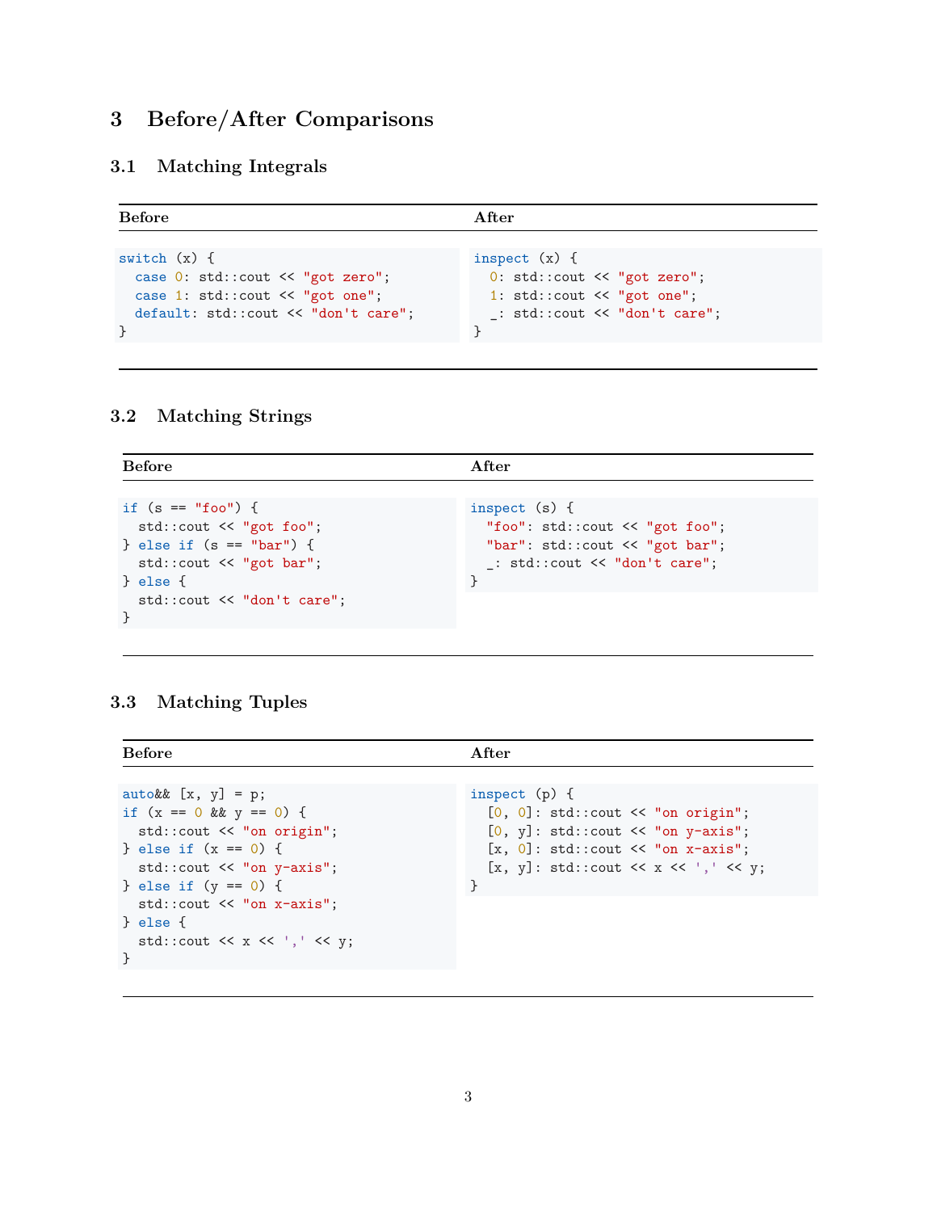# 3 Before/After Comparisons

## 3.1 Matching Integrals

**Before**

```
switch (x) {
  case 0: std::cout << "got zero";
  case 1: std::cout << "got one";
  default: std::cout << "don't care";
}
```

**After**

```
inspect (x) {
  0: std::cout << "got zero";
  1: std::cout << "got one";
  _: std::cout << "don't care";
}
```

## 3.2 Matching Strings

**Before**

```
if (s == "foo") {
  std::cout << "got foo";
} else if (s == "bar") {
  std::cout << "got bar";
} else {
  std::cout << "don't care";
}
```

**After**

```
inspect (s) {
  "foo": std::cout << "got foo";
  "bar": std::cout << "got bar";
  _: std::cout << "don't care";
}
```

## 3.3 Matching Tuples

**Before**

```
auto&& [x, y] = p;
if (x == 0 && y == 0) {
  std::cout << "on origin";
} else if (x == 0) {
  std::cout << "on y-axis";
} else if (y == 0) {
  std::cout << "on x-axis";
} else {
  std::cout << x << ',' << y;
}
```

**After**

```
inspect (p) {
  [0, 0]: std::cout << "on origin";
  [0, y]: std::cout << "on y-axis";
  [x, 0]: std::cout << "on x-axis";
  [x, y]: std::cout << x << ',' << y;
}
```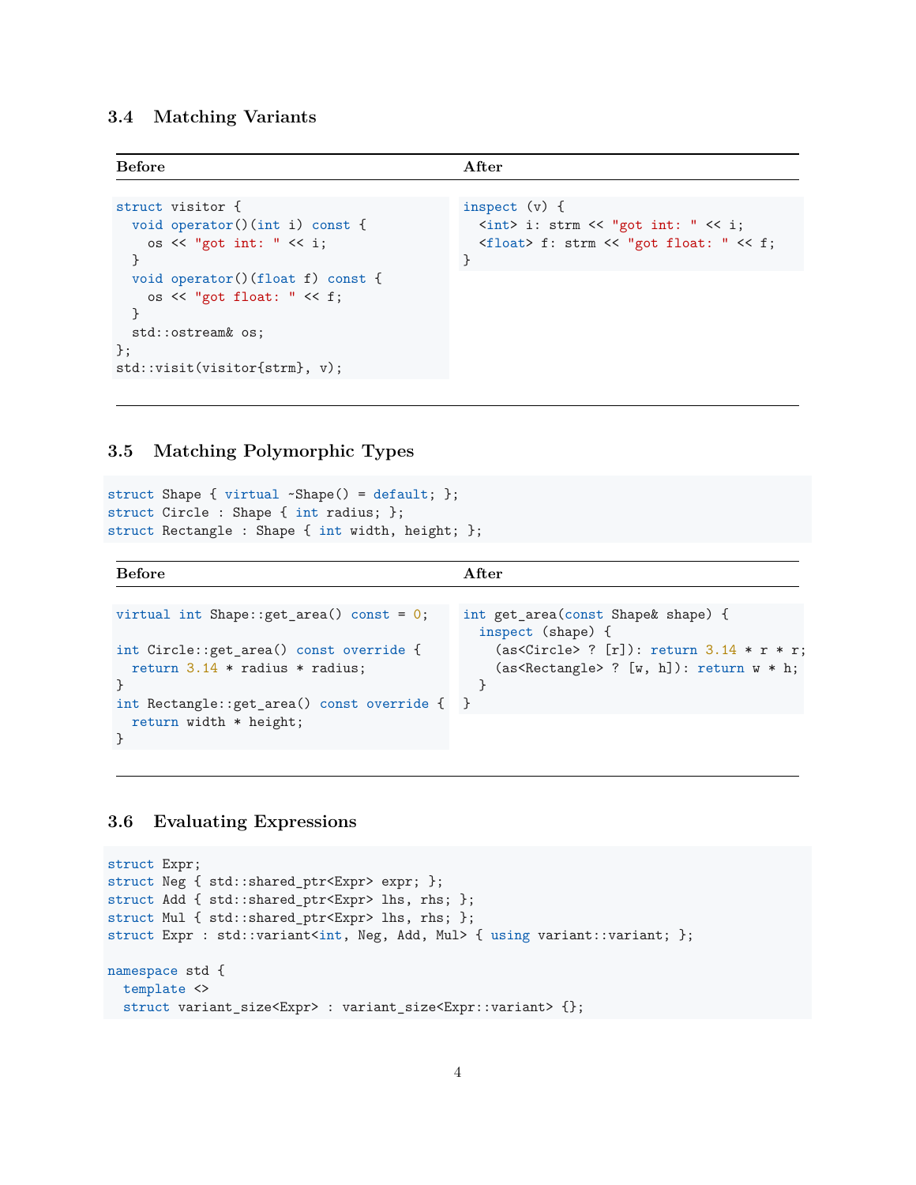### 3.4 Matching Variants

| Before | After |
|---|---|
| <pre>struct visitor {<br>  void operator()(int i) const {<br>    os << "got int: " << i;<br>  }<br>  void operator()(float f) const {<br>    os << "got float: " << f;<br>  }<br>  std::ostream& os;<br>};<br>std::visit(visitor{strm}, v);</pre> | <pre>inspect (v) {<br>  &lt;int&gt; i: strm << "got int: " << i;<br>  &lt;float&gt; f: strm << "got float: " << f;<br>}</pre> |

**Before**

```
struct visitor {
  void operator()(int i) const {
    os << "got int: " << i;
  }
  void operator()(float f) const {
    os << "got float: " << f;
  }
  std::ostream& os;
};
std::visit(visitor{strm}, v);
```

**After**

```
inspect (v) {
  <int> i: strm << "got int: " << i;
  <float> f: strm << "got float: " << f;
}
```

### 3.5 Matching Polymorphic Types

```
struct Shape { virtual ~Shape() = default; };
struct Circle : Shape { int radius; };
struct Rectangle : Shape { int width, height; };
```

**Before**

```
virtual int Shape::get_area() const = 0;

int Circle::get_area() const override {
  return 3.14 * radius * radius;
}
int Rectangle::get_area() const override {
  return width * height;
}
```

**After**

```
int get_area(const Shape& shape) {
  inspect (shape) {
    (as<Circle> ? [r]): return 3.14 * r * r;
    (as<Rectangle> ? [w, h]): return w * h;
  }
}
```

### 3.6 Evaluating Expressions

```
struct Expr;
struct Neg { std::shared_ptr<Expr> expr; };
struct Add { std::shared_ptr<Expr> lhs, rhs; };
struct Mul { std::shared_ptr<Expr> lhs, rhs; };
struct Expr : std::variant<int, Neg, Add, Mul> { using variant::variant; };

namespace std {
  template <>
  struct variant_size<Expr> : variant_size<Expr::variant> {};
```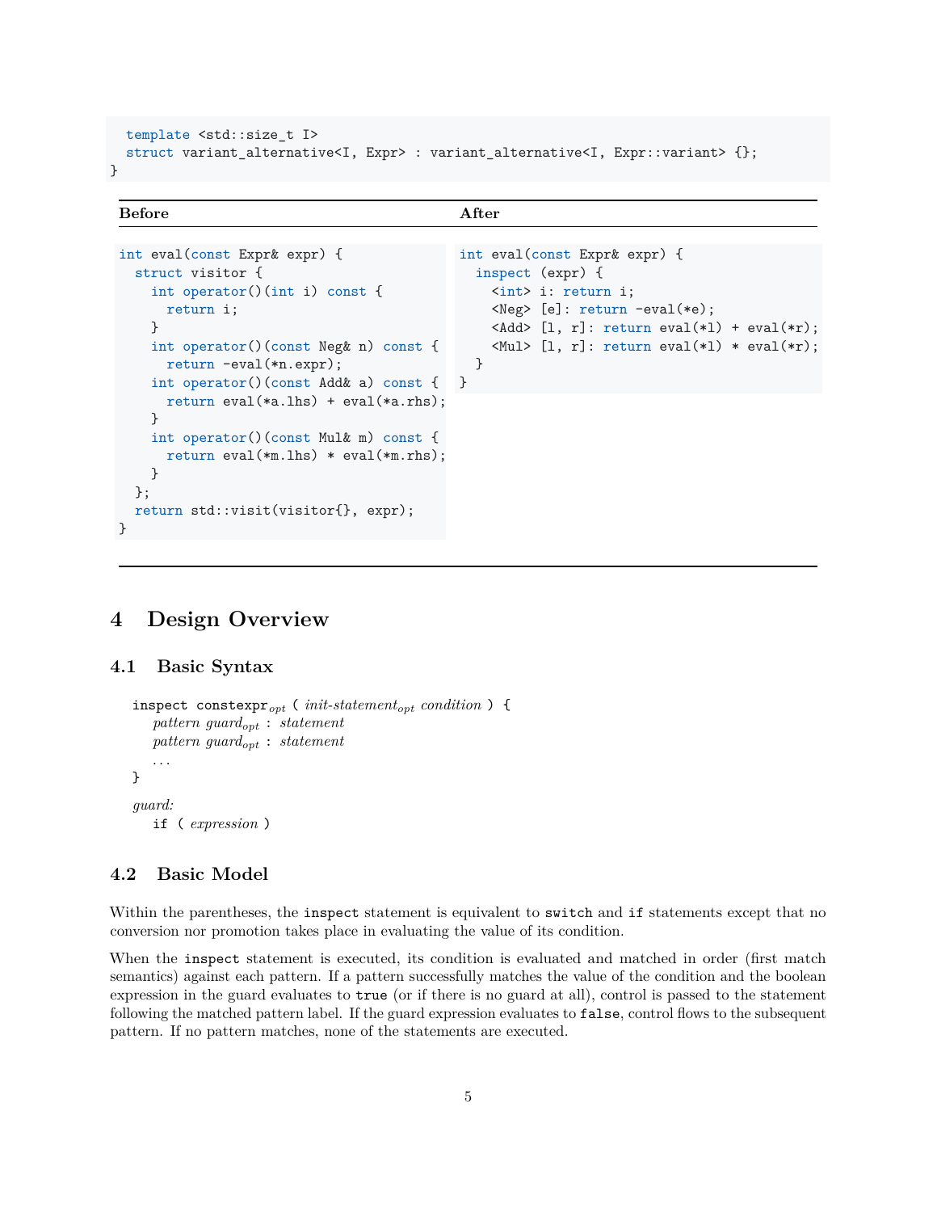```
  template <std::size_t I>
  struct variant_alternative<I, Expr> : variant_alternative<I, Expr::variant> {};
}
```

**Before**

```
int eval(const Expr& expr) {
  struct visitor {
    int operator()(int i) const {
      return i;
    }
    int operator()(const Neg& n) const {
      return -eval(*n.expr);
    int operator()(const Add& a) const {
      return eval(*a.lhs) + eval(*a.rhs);
    }
    int operator()(const Mul& m) const {
      return eval(*m.lhs) * eval(*m.rhs);
    }
  };
  return std::visit(visitor{}, expr);
}
```

**After**

```
int eval(const Expr& expr) {
  inspect (expr) {
    <int> i: return i;
    <Neg> [e]: return -eval(*e);
    <Add> [l, r]: return eval(*l) + eval(*r);
    <Mul> [l, r]: return eval(*l) * eval(*r);
  }
}
```

# 4 Design Overview

## 4.1 Basic Syntax

> `inspect` `constexpr`*opt* `(` *init-statement*opt *condition* `)` `{`
>   *pattern guard*opt `:` *statement*
>   *pattern guard*opt `:` *statement*
>   ...
> `}`
>
> *guard:*
>   `if` `(` *expression* `)`

## 4.2 Basic Model

Within the parentheses, the `inspect` statement is equivalent to `switch` and `if` statements except that no conversion nor promotion takes place in evaluating the value of its condition.

When the `inspect` statement is executed, its condition is evaluated and matched in order (first match semantics) against each pattern. If a pattern successfully matches the value of the condition and the boolean expression in the guard evaluates to `true` (or if there is no guard at all), control is passed to the statement following the matched pattern label. If the guard expression evaluates to `false`, control flows to the subsequent pattern. If no pattern matches, none of the statements are executed.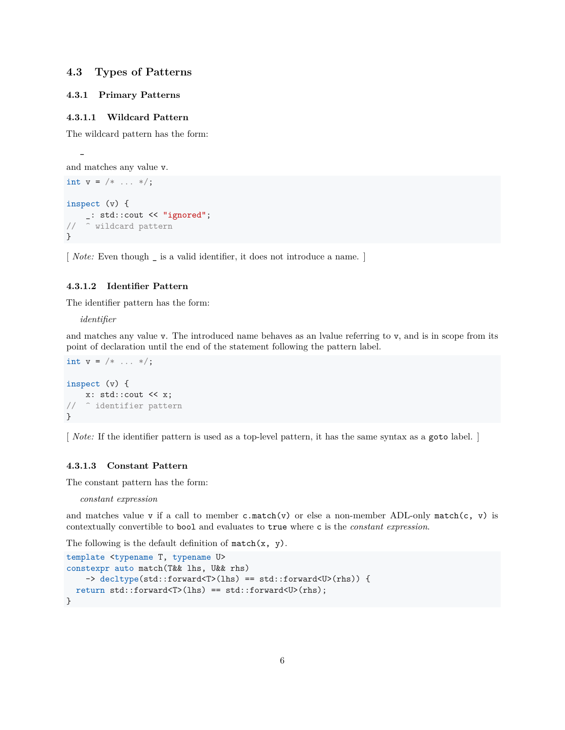## 4.3 Types of Patterns

### 4.3.1 Primary Patterns

#### 4.3.1.1 Wildcard Pattern

The wildcard pattern has the form:

    _

and matches any value `v`.

```
int v = /* ... */;

inspect (v) {
    _: std::cout << "ignored";
//  ^ wildcard pattern
}
```

[ *Note:* Even though `_` is a valid identifier, it does not introduce a name. ]

#### 4.3.1.2 Identifier Pattern

The identifier pattern has the form:

*identifier*

and matches any value `v`. The introduced name behaves as an lvalue referring to `v`, and is in scope from its point of declaration until the end of the statement following the pattern label.

```
int v = /* ... */;

inspect (v) {
    x: std::cout << x;
//  ^ identifier pattern
}
```

[ *Note:* If the identifier pattern is used as a top-level pattern, it has the same syntax as a `goto` label. ]

#### 4.3.1.3 Constant Pattern

The constant pattern has the form:

*constant expression*

and matches value `v` if a call to member `c.match(v)` or else a non-member ADL-only `match(c, v)` is contextually convertible to `bool` and evaluates to `true` where `c` is the *constant expression*.

The following is the default definition of `match(x, y)`.

```
template <typename T, typename U>
constexpr auto match(T&& lhs, U&& rhs)
    -> decltype(std::forward<T>(lhs) == std::forward<U>(rhs)) {
  return std::forward<T>(lhs) == std::forward<U>(rhs);
}
```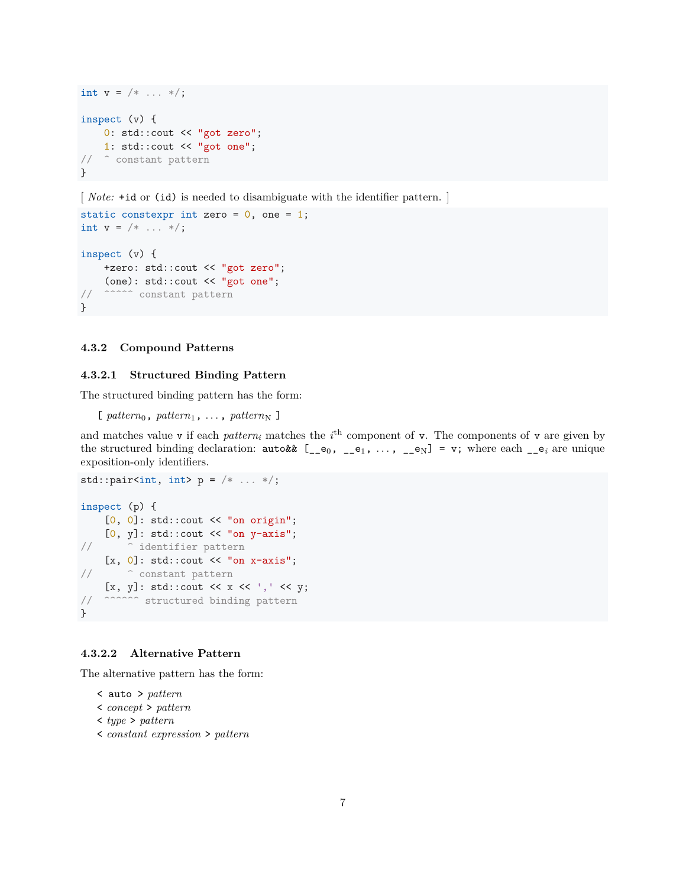```
int v = /* ... */;

inspect (v) {
    0: std::cout << "got zero";
    1: std::cout << "got one";
//  ^ constant pattern
}
```

[ *Note:* `+id` or `(id)` is needed to disambiguate with the identifier pattern. ]

```
static constexpr int zero = 0, one = 1;
int v = /* ... */;

inspect (v) {
    +zero: std::cout << "got zero";
    (one): std::cout << "got one";
//  ^^^^^ constant pattern
}
```

#### 4.3.2 Compound Patterns

##### 4.3.2.1 Structured Binding Pattern

The structured binding pattern has the form:

`[` $pattern_0$`,` $pattern_1$`,` ...`,` $pattern_N$ `]`

and matches value `v` if each $pattern_i$ matches the $i^{th}$ component of `v`. The components of `v` are given by the structured binding declaration: `auto&& [__e`$_0$`, __e`$_1$`, ..., __e`$_N$`] = v;` where each `__e`$_i$ are unique exposition-only identifiers.

```
std::pair<int, int> p = /* ... */;

inspect (p) {
    [0, 0]: std::cout << "on origin";
    [0, y]: std::cout << "on y-axis";
//      ^ identifier pattern
    [x, 0]: std::cout << "on x-axis";
//      ^ constant pattern
    [x, y]: std::cout << x << ',' << y;
//  ^^^^^^ structured binding pattern
}
```

##### 4.3.2.2 Alternative Pattern

The alternative pattern has the form:

`<` `auto` `>` *pattern*  
`<` *concept* `>` *pattern*  
`<` *type* `>` *pattern*  
`<` *constant expression* `>` *pattern*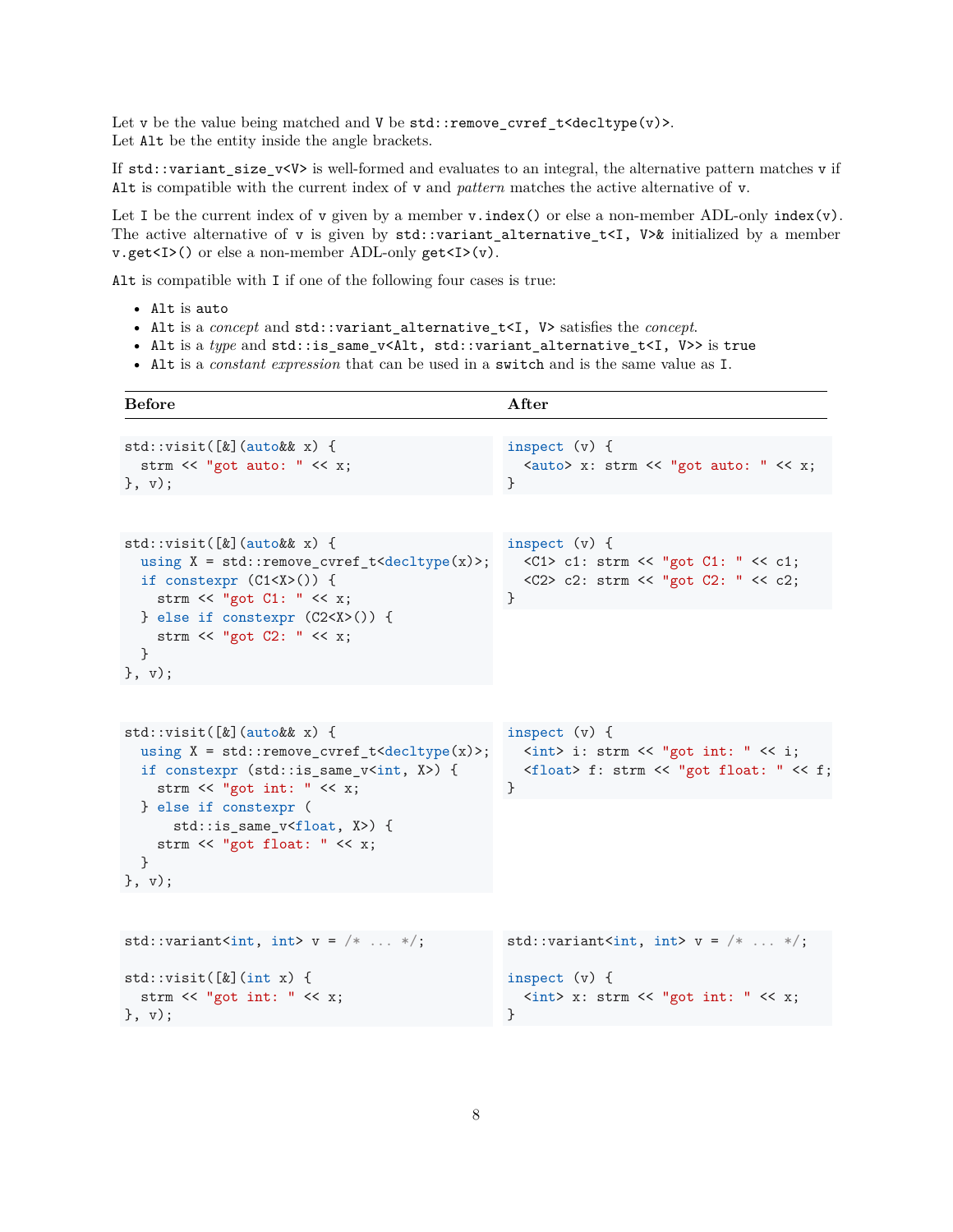Let `v` be the value being matched and `V` be `std::remove_cvref_t<decltype(v)>`.
Let `Alt` be the entity inside the angle brackets.

If `std::variant_size_v<V>` is well-formed and evaluates to an integral, the alternative pattern matches `v` if `Alt` is compatible with the current index of `v` and *pattern* matches the active alternative of `v`.

Let `I` be the current index of `v` given by a member `v.index()` or else a non-member ADL-only `index(v)`. The active alternative of `v` is given by `std::variant_alternative_t<I, V>&` initialized by a member `v.get<I>()` or else a non-member ADL-only `get<I>(v)`.

`Alt` is compatible with `I` if one of the following four cases is true:

- `Alt` is `auto`
- `Alt` is a *concept* and `std::variant_alternative_t<I, V>` satisfies the *concept*.
- `Alt` is a *type* and `std::is_same_v<Alt, std::variant_alternative_t<I, V>>` is `true`
- `Alt` is a *constant expression* that can be used in a `switch` and is the same value as `I`.

**Before**

```
std::visit([&](auto&& x) {
  strm << "got auto: " << x;
}, v);
```

**After**

```
inspect (v) {
  <auto> x: strm << "got auto: " << x;
}
```

**Before**

```
std::visit([&](auto&& x) {
  using X = std::remove_cvref_t<decltype(x)>;
  if constexpr (C1<X>()) {
    strm << "got C1: " << x;
  } else if constexpr (C2<X>()) {
    strm << "got C2: " << x;
  }
}, v);
```

**After**

```
inspect (v) {
  <C1> c1: strm << "got C1: " << c1;
  <C2> c2: strm << "got C2: " << c2;
}
```

**Before**

```
std::visit([&](auto&& x) {
  using X = std::remove_cvref_t<decltype(x)>;
  if constexpr (std::is_same_v<int, X>) {
    strm << "got int: " << x;
  } else if constexpr (
      std::is_same_v<float, X>) {
    strm << "got float: " << x;
  }
}, v);
```

**After**

```
inspect (v) {
  <int> i: strm << "got int: " << i;
  <float> f: strm << "got float: " << f;
}
```

**Before**

```
std::variant<int, int> v = /* ... */;

std::visit([&](int x) {
  strm << "got int: " << x;
}, v);
```

**After**

```
std::variant<int, int> v = /* ... */;

inspect (v) {
  <int> x: strm << "got int: " << x;
}
```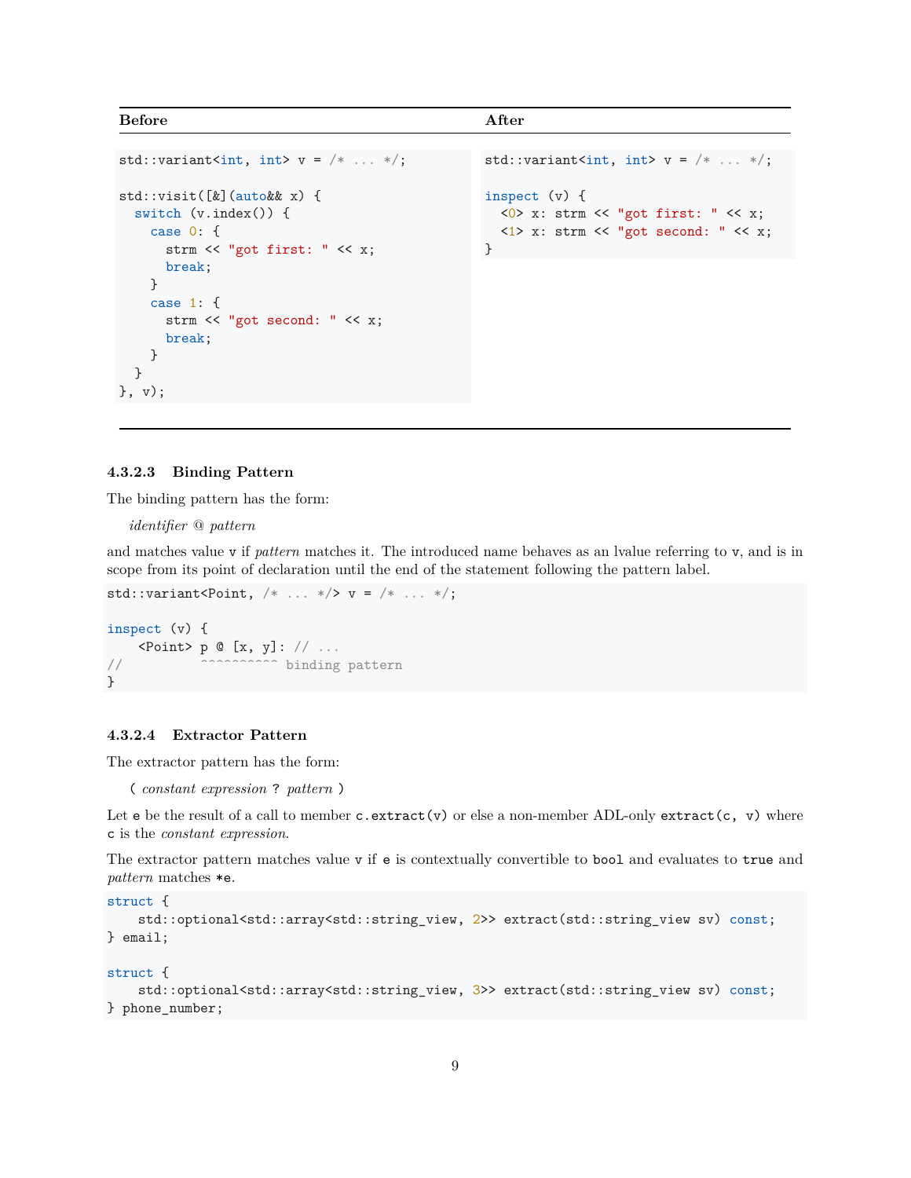| Before | After |
| --- | --- |
| `std::variant<int, int> v = /* ... */;`<br><br>`std::visit([&](auto&& x) {`<br>`  switch (v.index()) {`<br>`    case 0: {`<br>`      strm << "got first: " << x;`<br>`      break;`<br>`    }`<br>`    case 1: {`<br>`      strm << "got second: " << x;`<br>`      break;`<br>`    }`<br>`  }`<br>`}, v);` | `std::variant<int, int> v = /* ... */;`<br><br>`inspect (v) {`<br>`  <0> x: strm << "got first: " << x;`<br>`  <1> x: strm << "got second: " << x;`<br>`}` |

#### 4.3.2.3 Binding Pattern

The binding pattern has the form:

*identifier* @ *pattern*

and matches value `v` if *pattern* matches it. The introduced name behaves as an lvalue referring to `v`, and is in scope from its point of declaration until the end of the statement following the pattern label.

```
std::variant<Point, /* ... */> v = /* ... */;

inspect (v) {
    <Point> p @ [x, y]: // ...
//          ^^^^^^^^^^ binding pattern
}
```

#### 4.3.2.4 Extractor Pattern

The extractor pattern has the form:

( *constant expression* ? *pattern* )

Let `e` be the result of a call to member `c.extract(v)` or else a non-member ADL-only `extract(c, v)` where `c` is the *constant expression*.

The extractor pattern matches value `v` if `e` is contextually convertible to `bool` and evaluates to `true` and *pattern* matches `*e`.

```
struct {
    std::optional<std::array<std::string_view, 2>> extract(std::string_view sv) const;
} email;

struct {
    std::optional<std::array<std::string_view, 3>> extract(std::string_view sv) const;
} phone_number;
```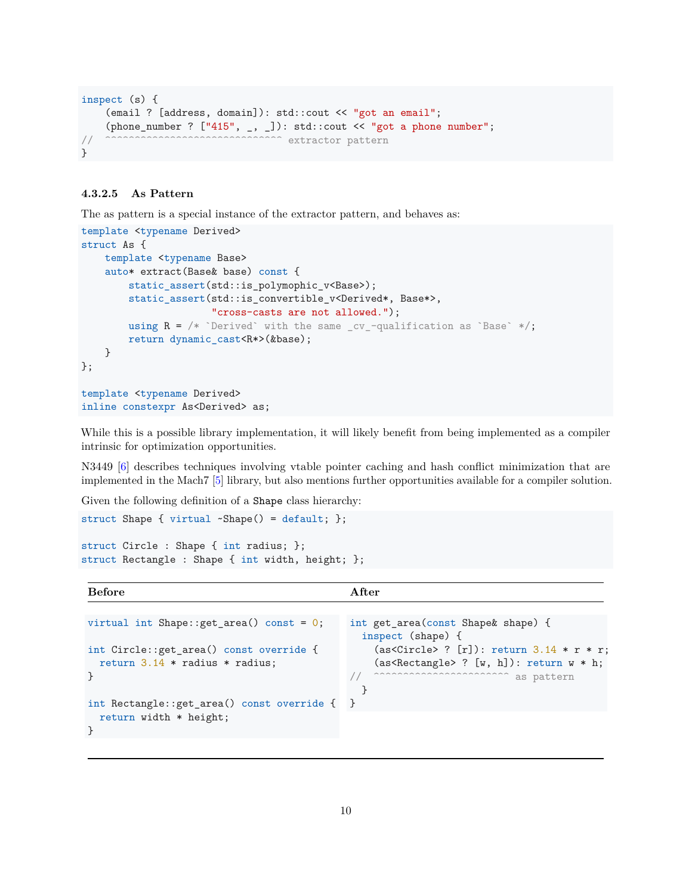```
inspect (s) {
    (email ? [address, domain]): std::cout << "got an email";
    (phone_number ? ["415", _, _]): std::cout << "got a phone number";
//  ^^^^^^^^^^^^^^^^^^^^^^^^^^^^^^ extractor pattern
}
```

#### 4.3.2.5 As Pattern

The as pattern is a special instance of the extractor pattern, and behaves as:

```
template <typename Derived>
struct As {
    template <typename Base>
    auto* extract(Base& base) const {
        static_assert(std::is_polymophic_v<Base>);
        static_assert(std::is_convertible_v<Derived*, Base*>,
                      "cross-casts are not allowed.");
        using R = /* `Derived` with the same _cv_-qualification as `Base` */;
        return dynamic_cast<R*>(&base);
    }
};

template <typename Derived>
inline constexpr As<Derived> as;
```

While this is a possible library implementation, it will likely benefit from being implemented as a compiler intrinsic for optimization opportunities.

N3449 [6] describes techniques involving vtable pointer caching and hash conflict minimization that are implemented in the Mach7 [5] library, but also mentions further opportunities available for a compiler solution.

Given the following definition of a `Shape` class hierarchy:

```
struct Shape { virtual ~Shape() = default; };

struct Circle : Shape { int radius; };
struct Rectangle : Shape { int width, height; };
```

**Before**

```
virtual int Shape::get_area() const = 0;

int Circle::get_area() const override {
  return 3.14 * radius * radius;
}

int Rectangle::get_area() const override {
  return width * height;
}
```

**After**

```
int get_area(const Shape& shape) {
  inspect (shape) {
    (as<Circle> ? [r]): return 3.14 * r * r;
    (as<Rectangle> ? [w, h]): return w * h;
//  ^^^^^^^^^^^^^^^^^^^^^^ as pattern
  }
}
```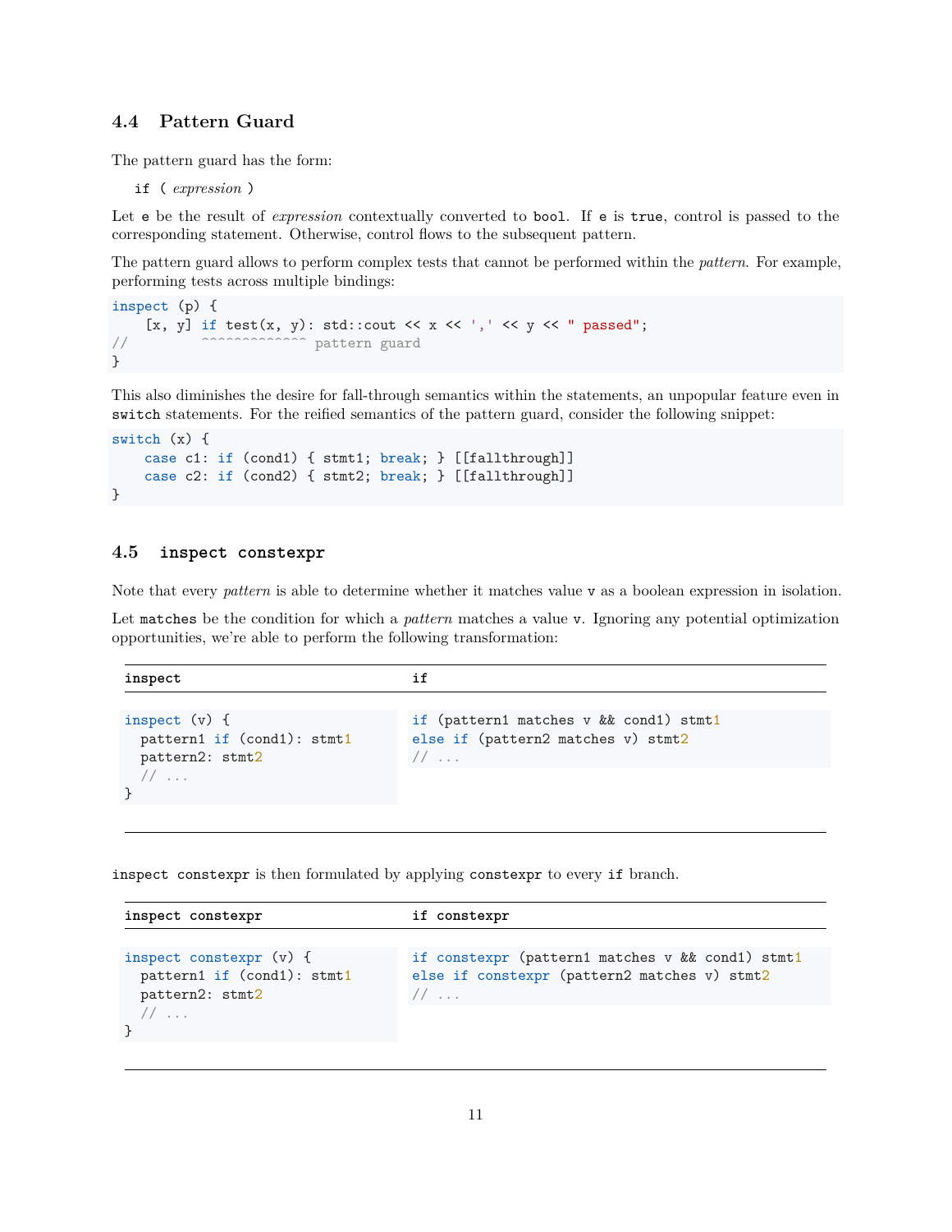### 4.4 Pattern Guard

The pattern guard has the form:

`if (` *expression* `)`

Let `e` be the result of *expression* contextually converted to `bool`. If `e` is `true`, control is passed to the corresponding statement. Otherwise, control flows to the subsequent pattern.

The pattern guard allows to perform complex tests that cannot be performed within the *pattern*. For example, performing tests across multiple bindings:

```
inspect (p) {
    [x, y] if test(x, y): std::cout << x << ',' << y << " passed";
//         ^^^^^^^^^^^^^^ pattern guard
}
```

This also diminishes the desire for fall-through semantics within the statements, an unpopular feature even in `switch` statements. For the reified semantics of the pattern guard, consider the following snippet:

```
switch (x) {
    case c1: if (cond1) { stmt1; break; } [[fallthrough]]
    case c2: if (cond2) { stmt2; break; } [[fallthrough]]
}
```

### 4.5 `inspect constexpr`

Note that every *pattern* is able to determine whether it matches value `v` as a boolean expression in isolation.

Let `matches` be the condition for which a *pattern* matches a value `v`. Ignoring any potential optimization opportunities, we're able to perform the following transformation:

| `inspect` | `if` |
|---|---|
| <pre>inspect (v) {<br>  pattern1 if (cond1): stmt1<br>  pattern2: stmt2<br>  // ...<br>}</pre> | <pre>if (pattern1 matches v && cond1) stmt1<br>else if (pattern2 matches v) stmt2<br>// ...</pre> |

`inspect constexpr` is then formulated by applying `constexpr` to every `if` branch.

| `inspect constexpr` | `if constexpr` |
|---|---|
| <pre>inspect constexpr (v) {<br>  pattern1 if (cond1): stmt1<br>  pattern2: stmt2<br>  // ...<br>}</pre> | <pre>if constexpr (pattern1 matches v && cond1) stmt1<br>else if constexpr (pattern2 matches v) stmt2<br>// ...</pre> |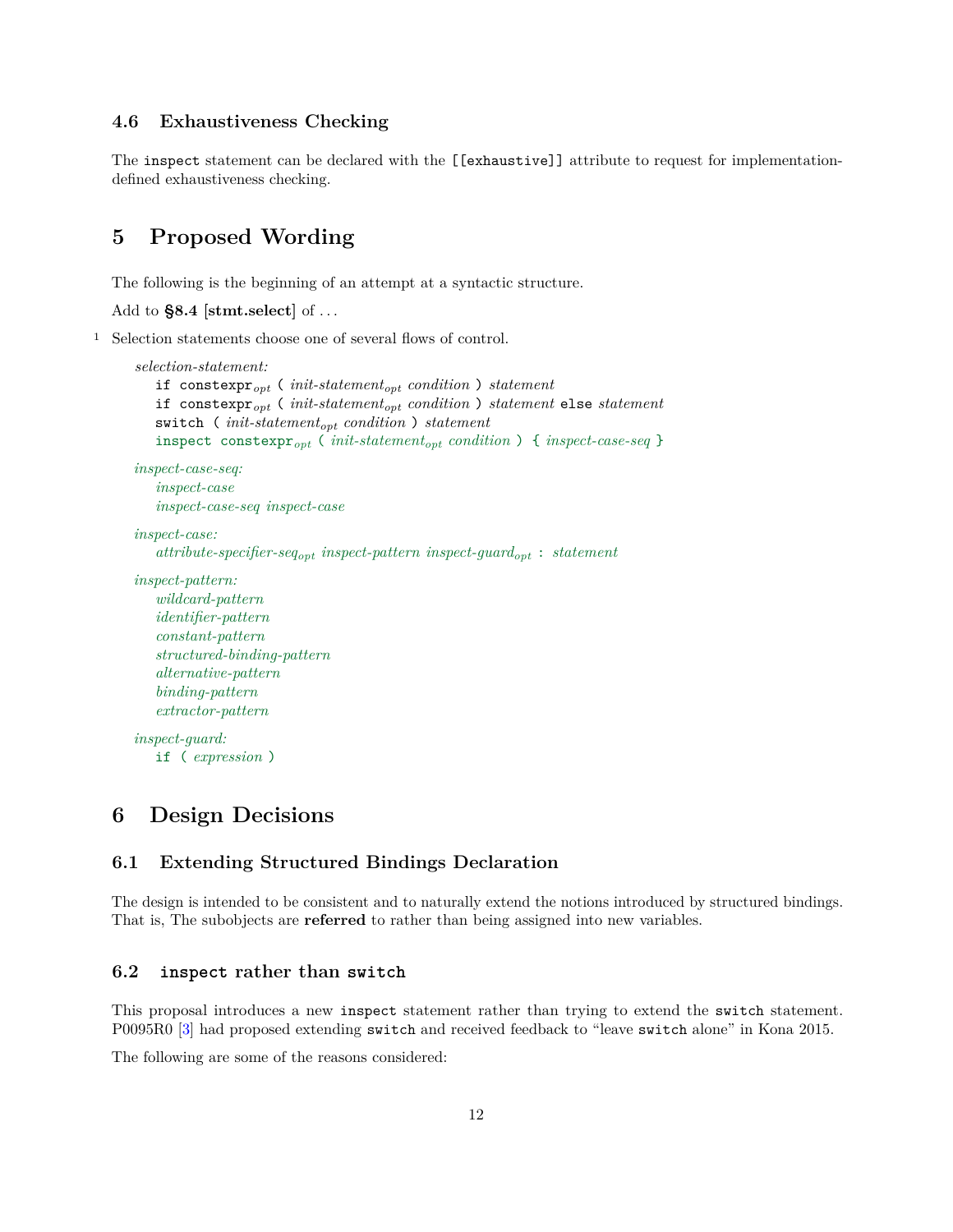### 4.6 Exhaustiveness Checking

The `inspect` statement can be declared with the `[[exhaustive]]` attribute to request for implementation-defined exhaustiveness checking.

## 5 Proposed Wording

The following is the beginning of an attempt at a syntactic structure.

Add to **§8.4** [**stmt.select**] of . . .

1 Selection statements choose one of several flows of control.

*selection-statement:*
  `if` `constexpr`*opt* `(` *init-statement*opt *condition* `)` *statement*
  `if` `constexpr`*opt* `(` *init-statement*opt *condition* `)` *statement* `else` *statement*
  `switch` `(` *init-statement*opt *condition* `)` *statement*
  `inspect` `constexpr`*opt* `(` *init-statement*opt *condition* `)` `{` *inspect-case-seq* `}`

*inspect-case-seq:*
  *inspect-case*
  *inspect-case-seq inspect-case*

*inspect-case:*
  *attribute-specifier-seq*opt *inspect-pattern inspect-guard*opt `:` *statement*

*inspect-pattern:*
  *wildcard-pattern*
  *identifier-pattern*
  *constant-pattern*
  *structured-binding-pattern*
  *alternative-pattern*
  *binding-pattern*
  *extractor-pattern*

*inspect-guard:*
  `if` `(` *expression* `)`

## 6 Design Decisions

### 6.1 Extending Structured Bindings Declaration

The design is intended to be consistent and to naturally extend the notions introduced by structured bindings. That is, The subobjects are **referred** to rather than being assigned into new variables.

### 6.2 `inspect` rather than `switch`

This proposal introduces a new `inspect` statement rather than trying to extend the `switch` statement. P0095R0 [3] had proposed extending `switch` and received feedback to "leave `switch` alone" in Kona 2015.

The following are some of the reasons considered: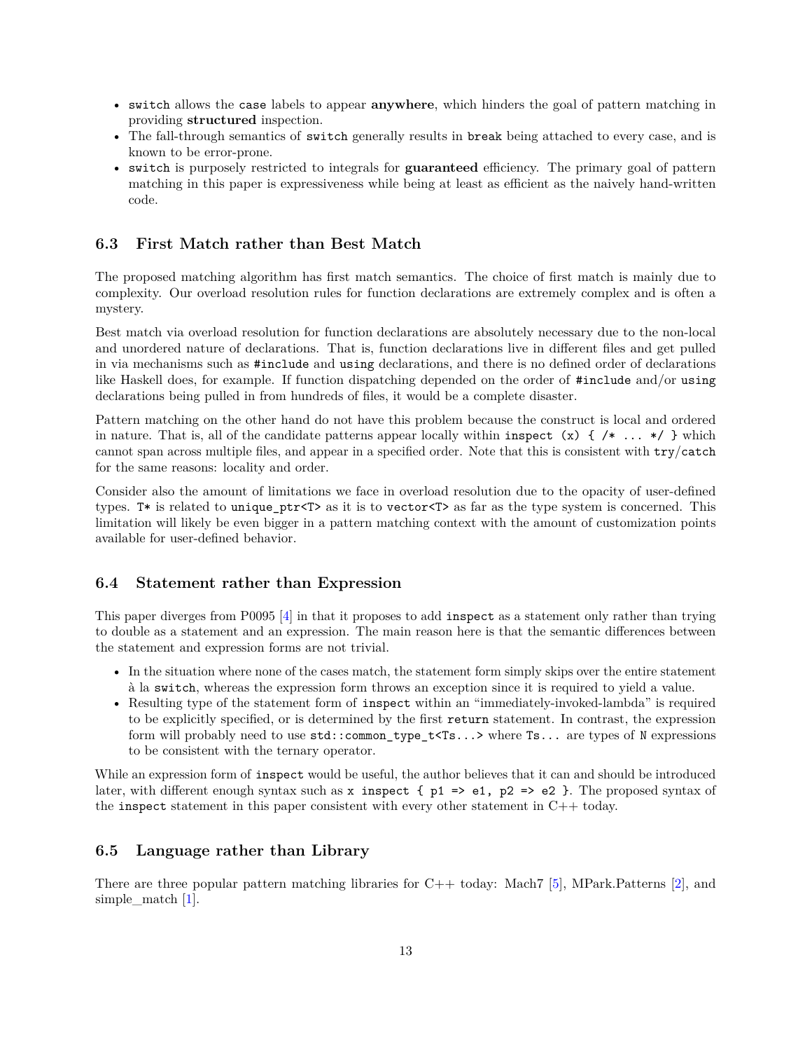- `switch` allows the `case` labels to appear **anywhere**, which hinders the goal of pattern matching in providing **structured** inspection.
- The fall-through semantics of `switch` generally results in `break` being attached to every case, and is known to be error-prone.
- `switch` is purposely restricted to integrals for **guaranteed** efficiency. The primary goal of pattern matching in this paper is expressiveness while being at least as efficient as the naively hand-written code.

## 6.3 First Match rather than Best Match

The proposed matching algorithm has first match semantics. The choice of first match is mainly due to complexity. Our overload resolution rules for function declarations are extremely complex and is often a mystery.

Best match via overload resolution for function declarations are absolutely necessary due to the non-local and unordered nature of declarations. That is, function declarations live in different files and get pulled in via mechanisms such as `#include` and `using` declarations, and there is no defined order of declarations like Haskell does, for example. If function dispatching depended on the order of `#include` and/or `using` declarations being pulled in from hundreds of files, it would be a complete disaster.

Pattern matching on the other hand do not have this problem because the construct is local and ordered in nature. That is, all of the candidate patterns appear locally within `inspect (x) { /* ... */ }` which cannot span across multiple files, and appear in a specified order. Note that this is consistent with `try`/`catch` for the same reasons: locality and order.

Consider also the amount of limitations we face in overload resolution due to the opacity of user-defined types. `T*` is related to `unique_ptr<T>` as it is to `vector<T>` as far as the type system is concerned. This limitation will likely be even bigger in a pattern matching context with the amount of customization points available for user-defined behavior.

## 6.4 Statement rather than Expression

This paper diverges from P0095 [4] in that it proposes to add `inspect` as a statement only rather than trying to double as a statement and an expression. The main reason here is that the semantic differences between the statement and expression forms are not trivial.

- In the situation where none of the cases match, the statement form simply skips over the entire statement à la `switch`, whereas the expression form throws an exception since it is required to yield a value.
- Resulting type of the statement form of `inspect` within an "immediately-invoked-lambda" is required to be explicitly specified, or is determined by the first `return` statement. In contrast, the expression form will probably need to use `std::common_type_t<Ts...>` where `Ts...` are types of `N` expressions to be consistent with the ternary operator.

While an expression form of `inspect` would be useful, the author believes that it can and should be introduced later, with different enough syntax such as `x inspect { p1 => e1, p2 => e2 }`. The proposed syntax of the `inspect` statement in this paper consistent with every other statement in C++ today.

## 6.5 Language rather than Library

There are three popular pattern matching libraries for C++ today: Mach7 [5], MPark.Patterns [2], and simple_match [1].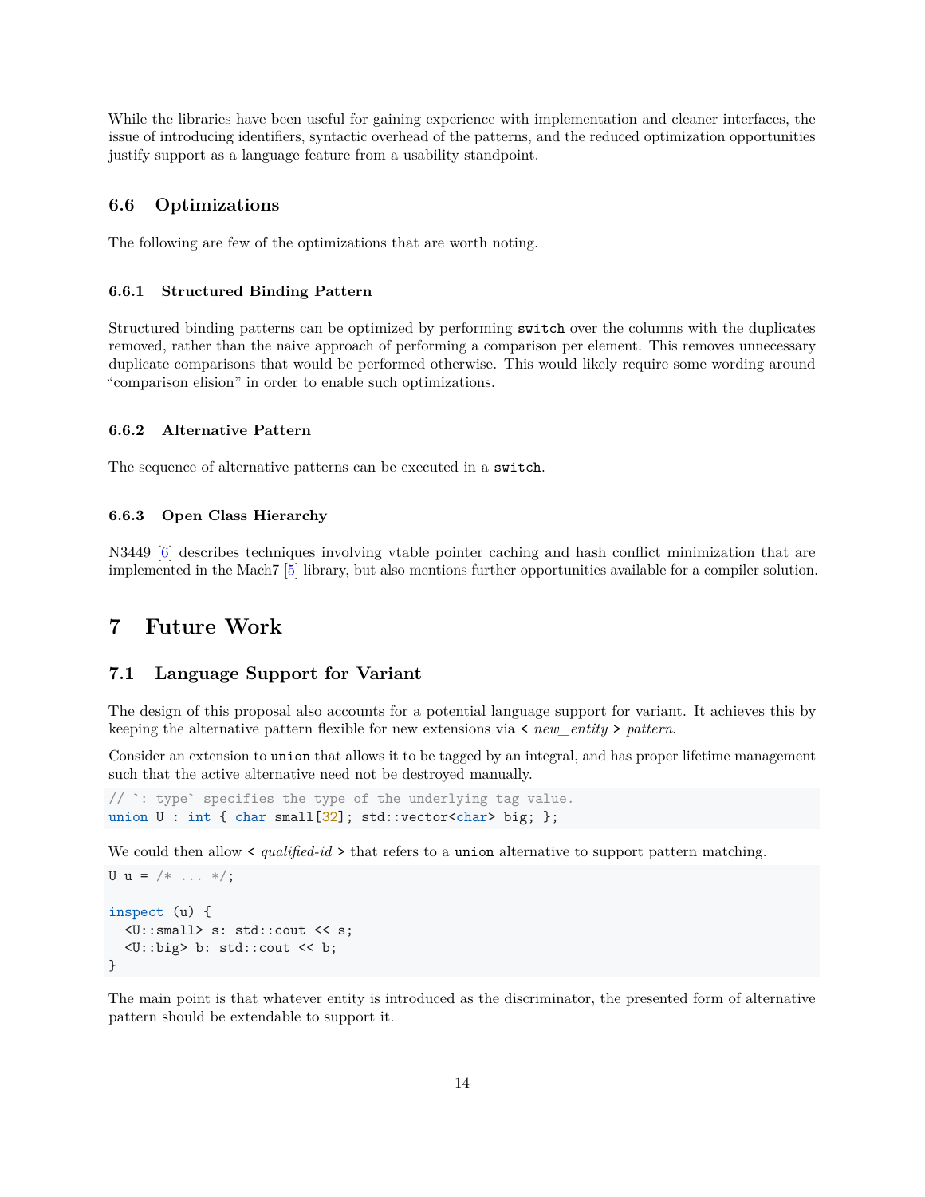While the libraries have been useful for gaining experience with implementation and cleaner interfaces, the issue of introducing identifiers, syntactic overhead of the patterns, and the reduced optimization opportunities justify support as a language feature from a usability standpoint.

### 6.6 Optimizations

The following are few of the optimizations that are worth noting.

#### 6.6.1 Structured Binding Pattern

Structured binding patterns can be optimized by performing `switch` over the columns with the duplicates removed, rather than the naive approach of performing a comparison per element. This removes unnecessary duplicate comparisons that would be performed otherwise. This would likely require some wording around "comparison elision" in order to enable such optimizations.

#### 6.6.2 Alternative Pattern

The sequence of alternative patterns can be executed in a `switch`.

#### 6.6.3 Open Class Hierarchy

N3449 [6] describes techniques involving vtable pointer caching and hash conflict minimization that are implemented in the Mach7 [5] library, but also mentions further opportunities available for a compiler solution.

## 7 Future Work

### 7.1 Language Support for Variant

The design of this proposal also accounts for a potential language support for variant. It achieves this by keeping the alternative pattern flexible for new extensions via `<` *new_entity* `>` *pattern*.

Consider an extension to `union` that allows it to be tagged by an integral, and has proper lifetime management such that the active alternative need not be destroyed manually.

```
// `: type` specifies the type of the underlying tag value.
union U : int { char small[32]; std::vector<char> big; };
```

We could then allow `<` *qualified-id* `>` that refers to a `union` alternative to support pattern matching.

```
U u = /* ... */;

inspect (u) {
  <U::small> s: std::cout << s;
  <U::big> b: std::cout << b;
}
```

The main point is that whatever entity is introduced as the discriminator, the presented form of alternative pattern should be extendable to support it.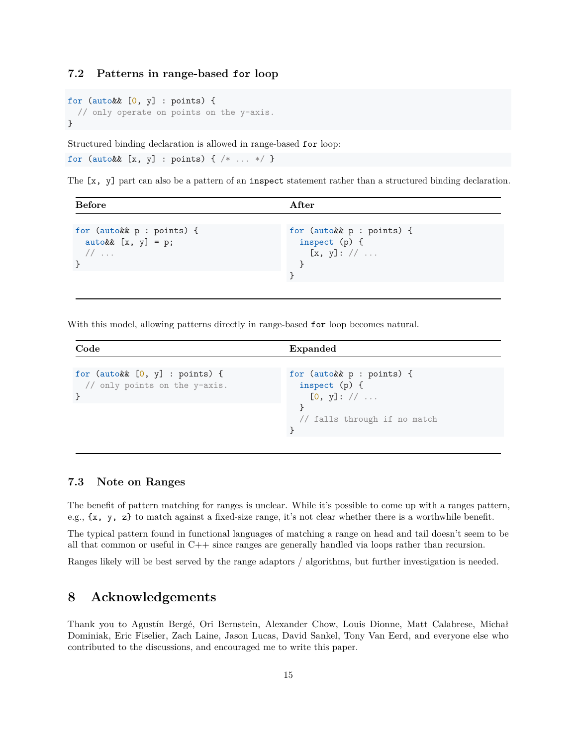### 7.2 Patterns in range-based `for` loop

```
for (auto&& [0, y] : points) {
  // only operate on points on the y-axis.
}
```

Structured binding declaration is allowed in range-based `for` loop:

```
for (auto&& [x, y] : points) { /* ... */ }
```

The `[x, y]` part can also be a pattern of an `inspect` statement rather than a structured binding declaration.

**Before**

```
for (auto&& p : points) {
  auto&& [x, y] = p;
  // ...
}
```

**After**

```
for (auto&& p : points) {
  inspect (p) {
    [x, y]: // ...
  }
}
```

With this model, allowing patterns directly in range-based `for` loop becomes natural.

**Code**

```
for (auto&& [0, y] : points) {
  // only points on the y-axis.
}
```

**Expanded**

```
for (auto&& p : points) {
  inspect (p) {
    [0, y]: // ...
  }
  // falls through if no match
}
```

### 7.3 Note on Ranges

The benefit of pattern matching for ranges is unclear. While it's possible to come up with a ranges pattern, e.g., `{x, y, z}` to match against a fixed-size range, it's not clear whether there is a worthwhile benefit.

The typical pattern found in functional languages of matching a range on head and tail doesn't seem to be all that common or useful in C++ since ranges are generally handled via loops rather than recursion.

Ranges likely will be best served by the range adaptors / algorithms, but further investigation is needed.

## 8 Acknowledgements

Thank you to Agustín Bergé, Ori Bernstein, Alexander Chow, Louis Dionne, Matt Calabrese, Michał Dominiak, Eric Fiselier, Zach Laine, Jason Lucas, David Sankel, Tony Van Eerd, and everyone else who contributed to the discussions, and encouraged me to write this paper.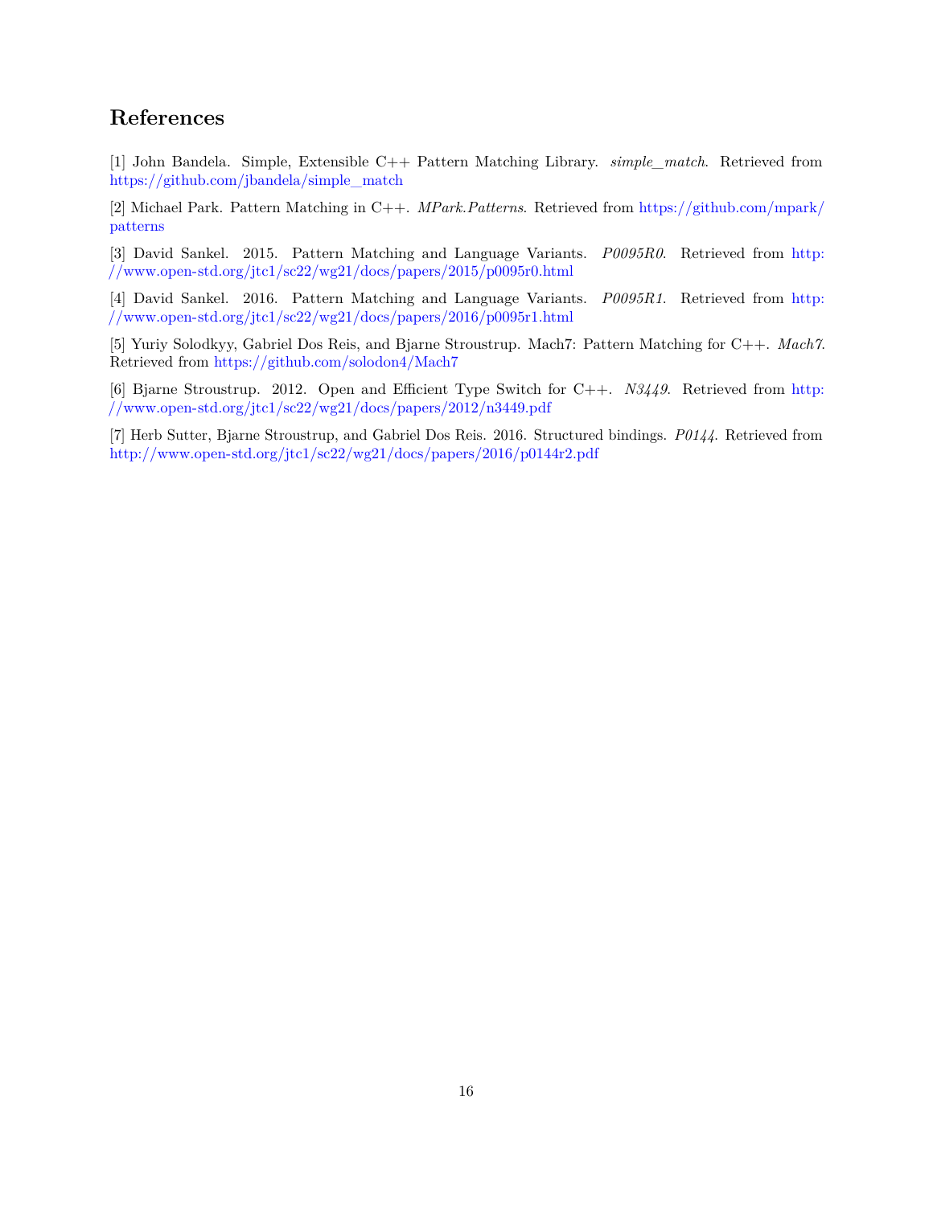## References

[1] John Bandela. Simple, Extensible C++ Pattern Matching Library. *simple_match*. Retrieved from https://github.com/jbandela/simple_match

[2] Michael Park. Pattern Matching in C++. *MPark.Patterns*. Retrieved from https://github.com/mpark/patterns

[3] David Sankel. 2015. Pattern Matching and Language Variants. *P0095R0*. Retrieved from http://www.open-std.org/jtc1/sc22/wg21/docs/papers/2015/p0095r0.html

[4] David Sankel. 2016. Pattern Matching and Language Variants. *P0095R1*. Retrieved from http://www.open-std.org/jtc1/sc22/wg21/docs/papers/2016/p0095r1.html

[5] Yuriy Solodkyy, Gabriel Dos Reis, and Bjarne Stroustrup. Mach7: Pattern Matching for C++. *Mach7*. Retrieved from https://github.com/solodon4/Mach7

[6] Bjarne Stroustrup. 2012. Open and Efficient Type Switch for C++. *N3449*. Retrieved from http://www.open-std.org/jtc1/sc22/wg21/docs/papers/2012/n3449.pdf

[7] Herb Sutter, Bjarne Stroustrup, and Gabriel Dos Reis. 2016. Structured bindings. *P0144*. Retrieved from http://www.open-std.org/jtc1/sc22/wg21/docs/papers/2016/p0144r2.pdf